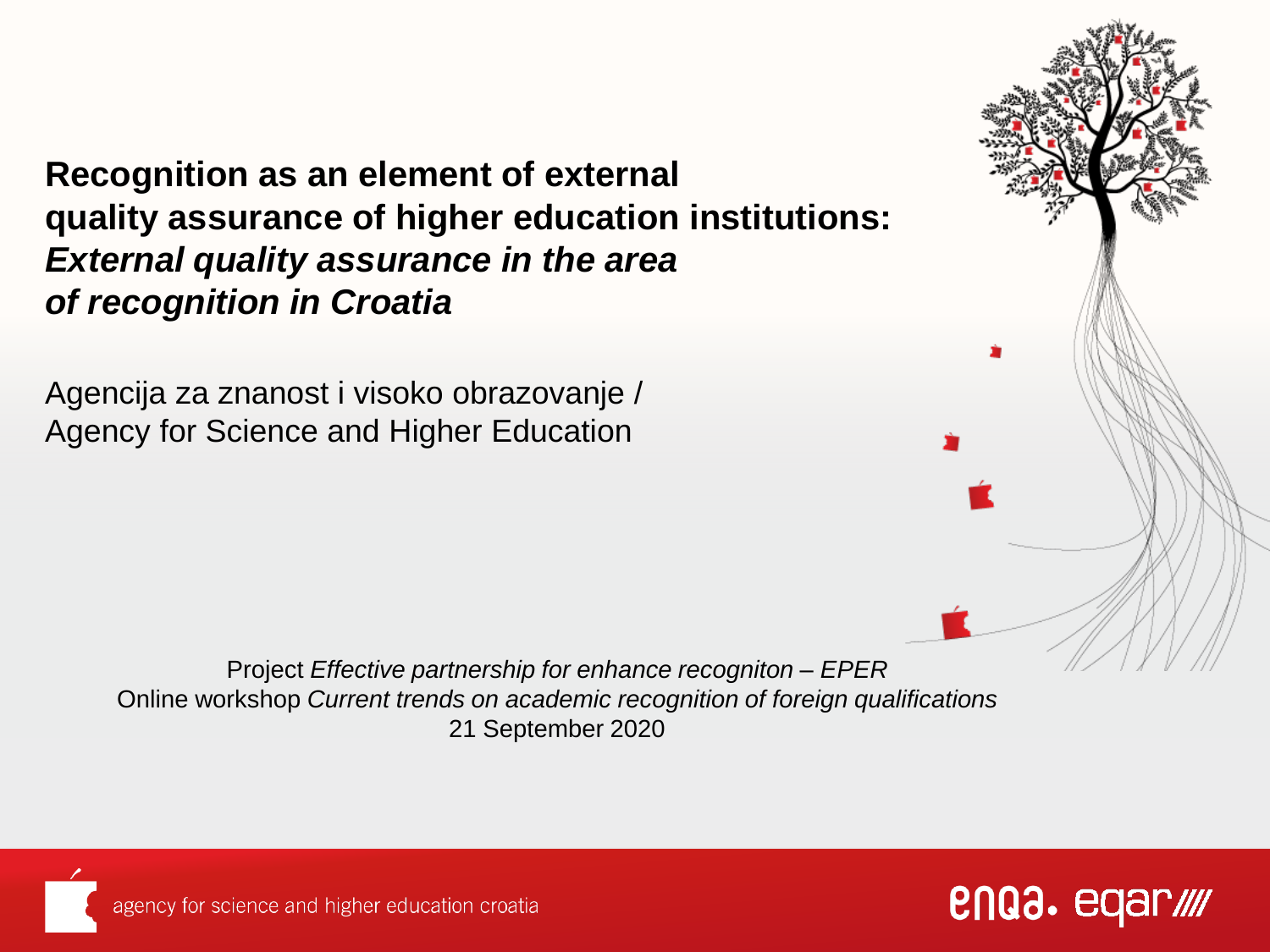# **Recognition as an element of external quality assurance of higher education institutions:** ***External quality assurance in the area of recognition in Croatia***

Agencija za znanost i visoko obrazovanje /
Agency for Science and Higher Education

Project *Effective partnership for enhance recogniton – EPER*
Online workshop *Current trends on academic recognition of foreign qualifications*
21 September 2020

agency for science and higher education croatia

enqa. eqar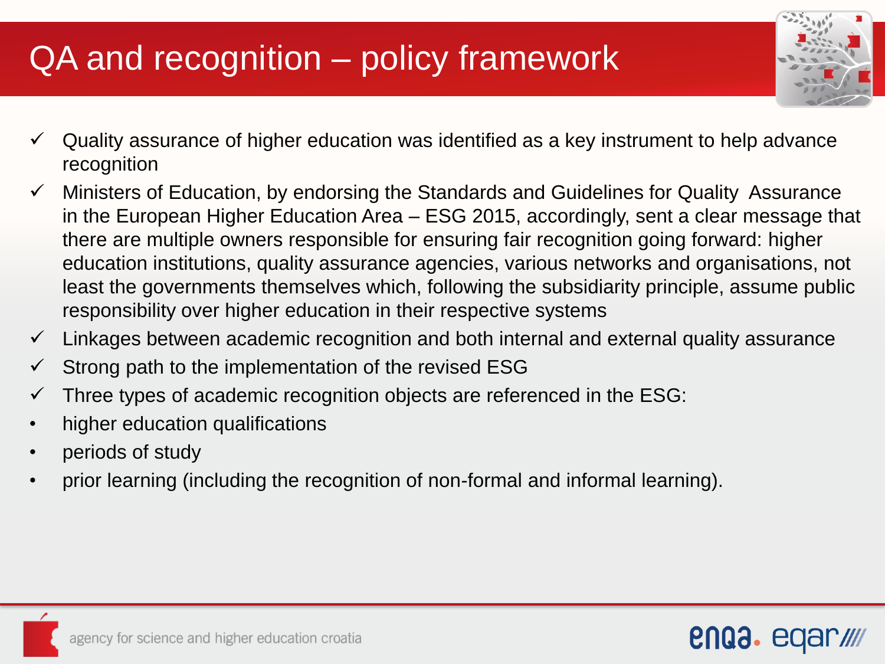# QA and recognition – policy framework

- ✓ Quality assurance of higher education was identified as a key instrument to help advance recognition
- ✓ Ministers of Education, by endorsing the Standards and Guidelines for Quality Assurance in the European Higher Education Area – ESG 2015, accordingly, sent a clear message that there are multiple owners responsible for ensuring fair recognition going forward: higher education institutions, quality assurance agencies, various networks and organisations, not least the governments themselves which, following the subsidiarity principle, assume public responsibility over higher education in their respective systems
- ✓ Linkages between academic recognition and both internal and external quality assurance
- ✓ Strong path to the implementation of the revised ESG
- ✓ Three types of academic recognition objects are referenced in the ESG:
- higher education qualifications
- periods of study
- prior learning (including the recognition of non-formal and informal learning).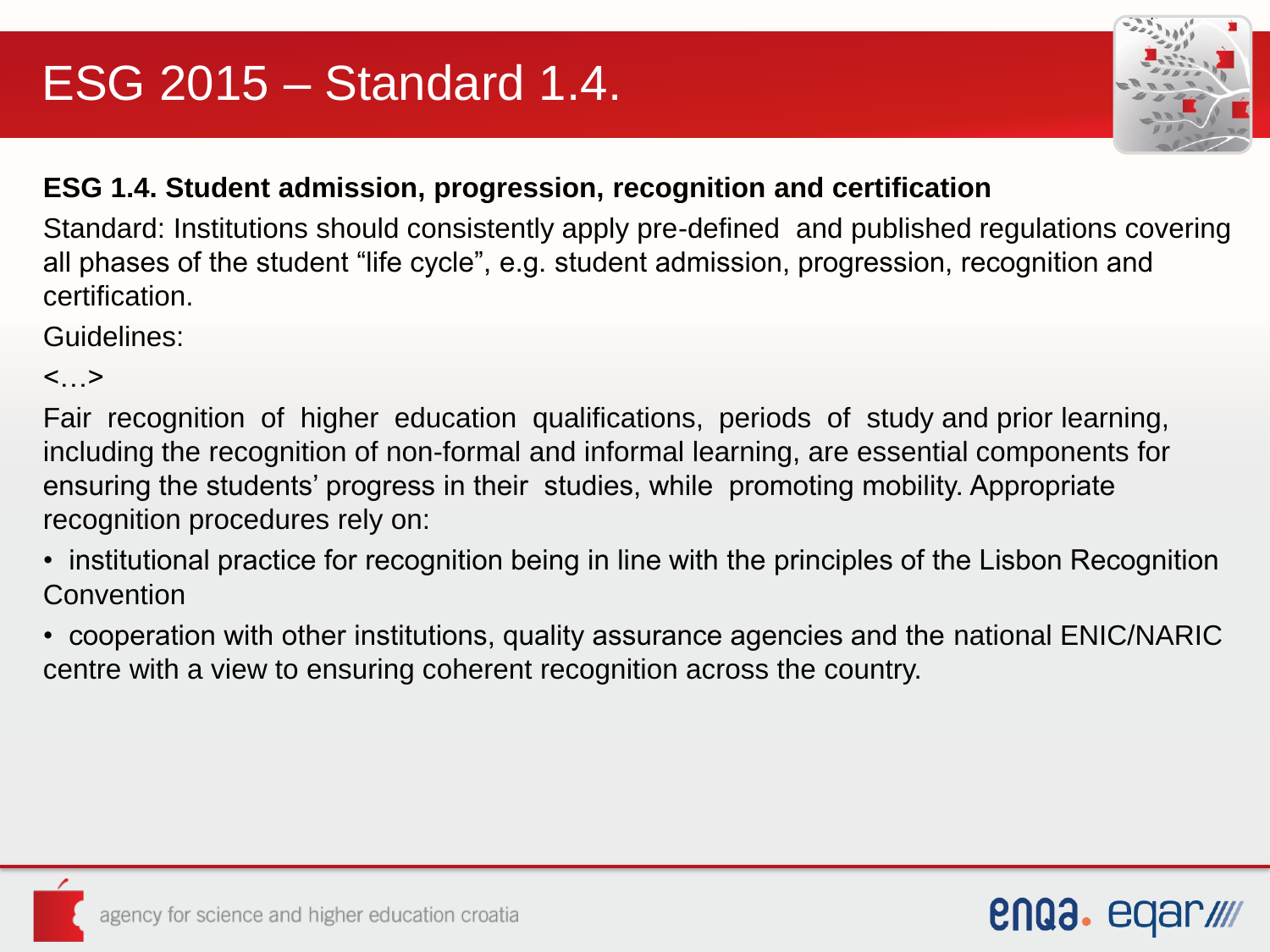# ESG 2015 – Standard 1.4.

**ESG 1.4. Student admission, progression, recognition and certification**

Standard: Institutions should consistently apply pre-defined and published regulations covering all phases of the student "life cycle", e.g. student admission, progression, recognition and certification.

Guidelines:

<…>

Fair recognition of higher education qualifications, periods of study and prior learning, including the recognition of non-formal and informal learning, are essential components for ensuring the students' progress in their studies, while promoting mobility. Appropriate recognition procedures rely on:

- institutional practice for recognition being in line with the principles of the Lisbon Recognition Convention
- cooperation with other institutions, quality assurance agencies and the national ENIC/NARIC centre with a view to ensuring coherent recognition across the country.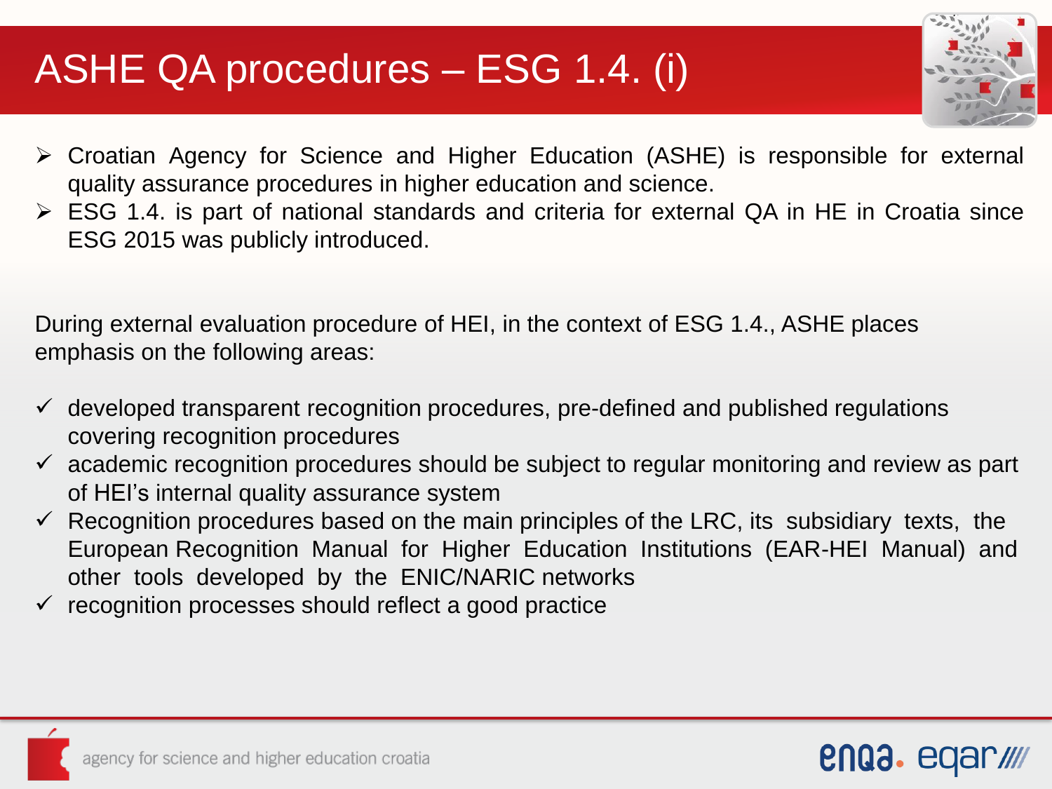# ASHE QA procedures – ESG 1.4. (i)

- Croatian Agency for Science and Higher Education (ASHE) is responsible for external quality assurance procedures in higher education and science.
- ESG 1.4. is part of national standards and criteria for external QA in HE in Croatia since ESG 2015 was publicly introduced.

During external evaluation procedure of HEI, in the context of ESG 1.4., ASHE places emphasis on the following areas:

- ✓ developed transparent recognition procedures, pre-defined and published regulations covering recognition procedures
- ✓ academic recognition procedures should be subject to regular monitoring and review as part of HEI's internal quality assurance system
- ✓ Recognition procedures based on the main principles of the LRC, its subsidiary texts, the European Recognition Manual for Higher Education Institutions (EAR-HEI Manual) and other tools developed by the ENIC/NARIC networks
- ✓ recognition processes should reflect a good practice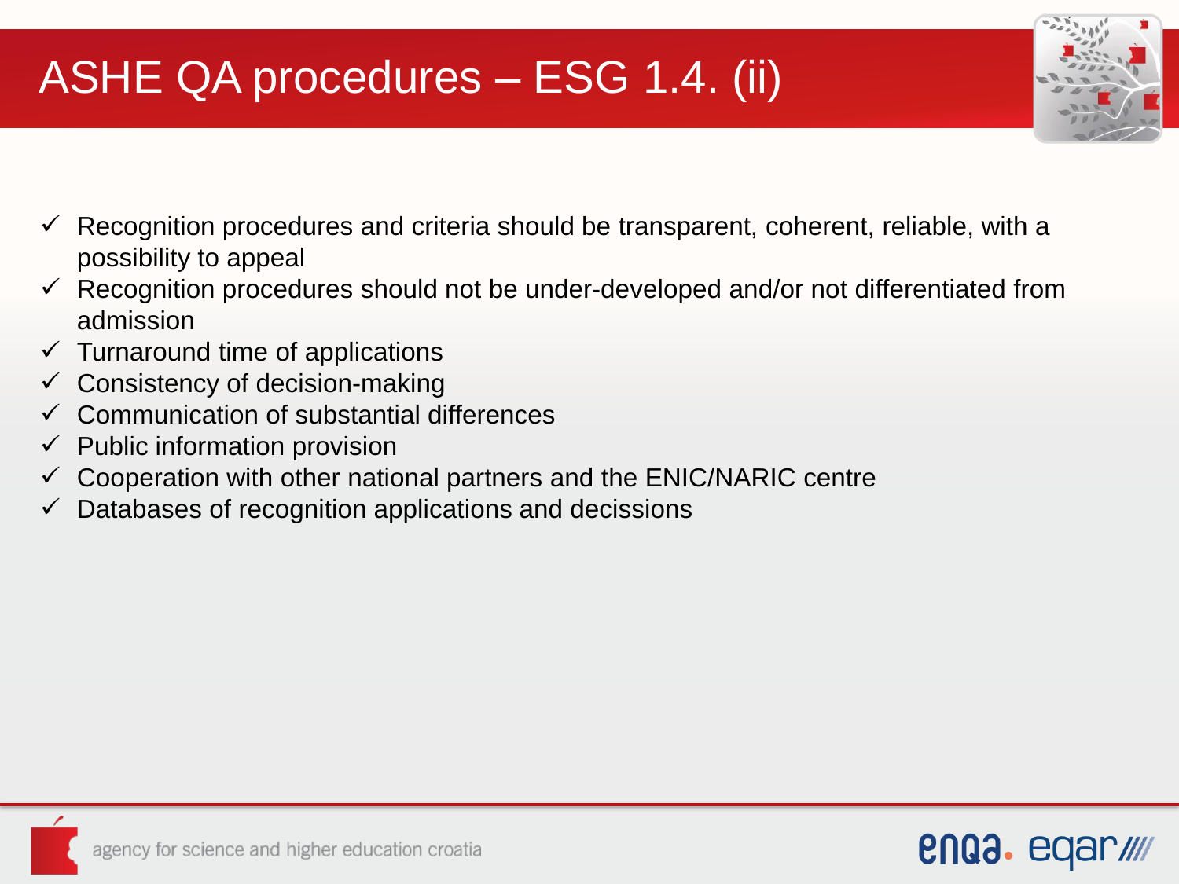# ASHE QA procedures – ESG 1.4. (ii)

- ✓ Recognition procedures and criteria should be transparent, coherent, reliable, with a possibility to appeal
- ✓ Recognition procedures should not be under-developed and/or not differentiated from admission
- ✓ Turnaround time of applications
- ✓ Consistency of decision-making
- ✓ Communication of substantial differences
- ✓ Public information provision
- ✓ Cooperation with other national partners and the ENIC/NARIC centre
- ✓ Databases of recognition applications and decissions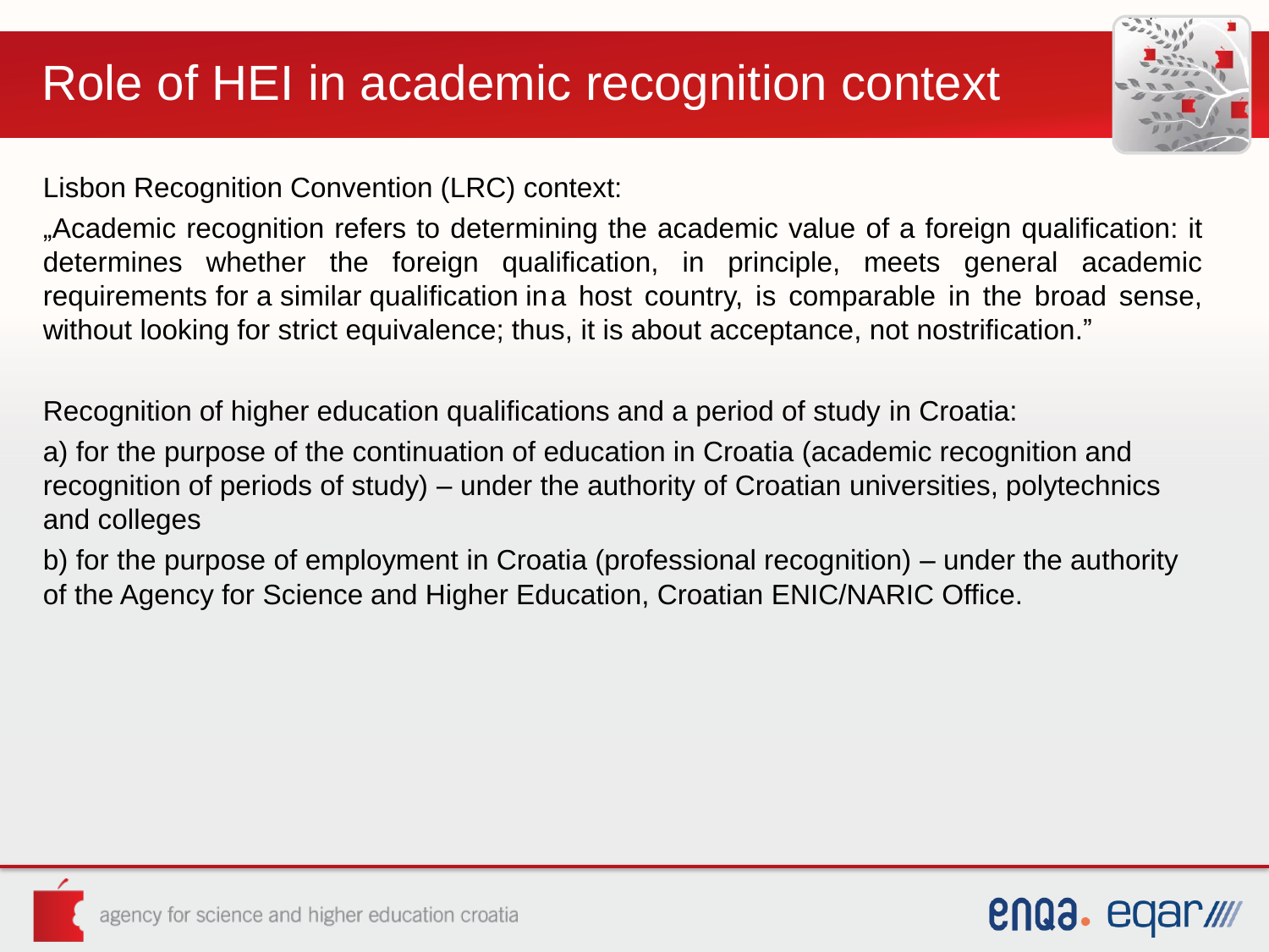# Role of HEI in academic recognition context

Lisbon Recognition Convention (LRC) context:

„Academic recognition refers to determining the academic value of a foreign qualification: it determines whether the foreign qualification, in principle, meets general academic requirements for a similar qualification in a host country, is comparable in the broad sense, without looking for strict equivalence; thus, it is about acceptance, not nostrification."

Recognition of higher education qualifications and a period of study in Croatia:

a) for the purpose of the continuation of education in Croatia (academic recognition and recognition of periods of study) – under the authority of Croatian universities, polytechnics and colleges

b) for the purpose of employment in Croatia (professional recognition) – under the authority of the Agency for Science and Higher Education, Croatian ENIC/NARIC Office.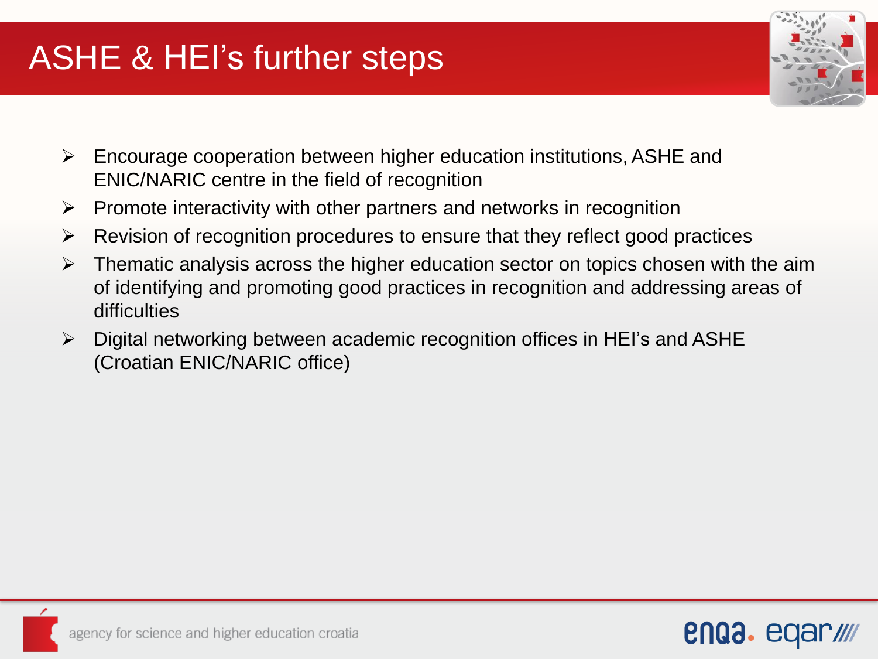# ASHE & HEI's further steps

- Encourage cooperation between higher education institutions, ASHE and ENIC/NARIC centre in the field of recognition
- Promote interactivity with other partners and networks in recognition
- Revision of recognition procedures to ensure that they reflect good practices
- Thematic analysis across the higher education sector on topics chosen with the aim of identifying and promoting good practices in recognition and addressing areas of difficulties
- Digital networking between academic recognition offices in HEI's and ASHE (Croatian ENIC/NARIC office)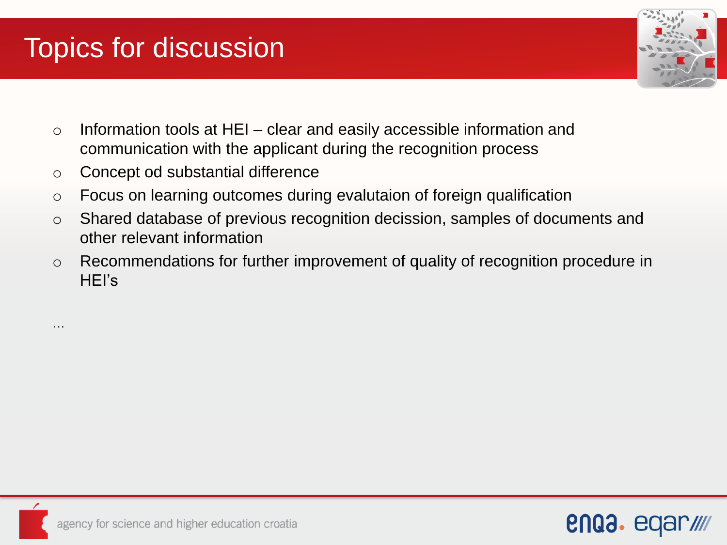# Topics for discussion

- Information tools at HEI – clear and easily accessible information and communication with the applicant during the recognition process
- Concept od substantial difference
- Focus on learning outcomes during evalutaion of foreign qualification
- Shared database of previous recognition decission, samples of documents and other relevant information
- Recommendations for further improvement of quality of recognition procedure in HEI's

…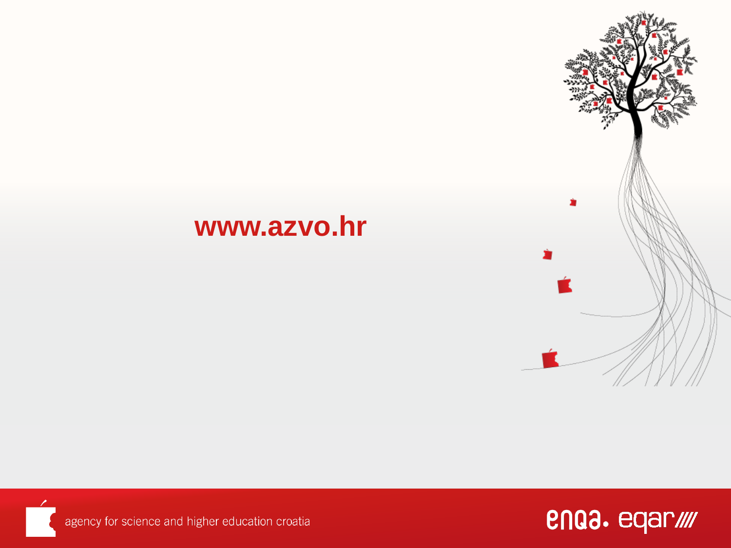www.azvo.hr

agency for science and higher education croatia

enqa. eqar